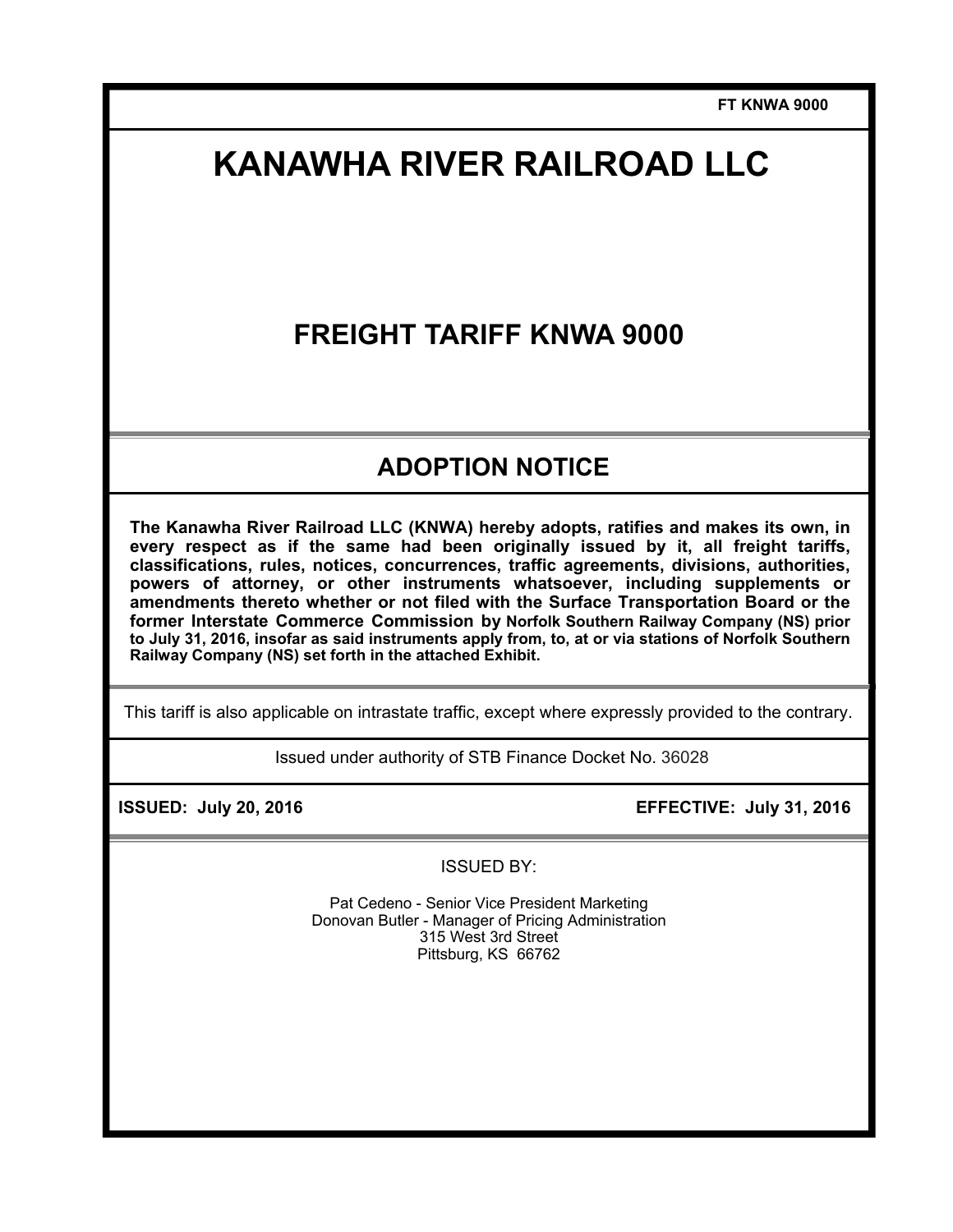FT KNWA 9000

# KANAWHA RIVER RAILROAD LLC

## FREIGHT TARIFF KNWA 9000

## ADOPTION NOTICE

**The Kanawha River Railroad LLC (KNWA) hereby adopts, ratifies and makes its own, in every respect as if the same had been originally issued by it, all freight tariffs, classifications, rules, notices, concurrences, traffic agreements, divisions, authorities, powers of attorney, or other instruments whatsoever, including supplements or amendments thereto whether or not filed with the Surface Transportation Board or the former Interstate Commerce Commission by Norfolk Southern Railway Company (NS) prior to July 31, 2016, insofar as said instruments apply from, to, at or via stations of Norfolk Southern Railway Company (NS) set forth in the attached Exhibit.**

This tariff is also applicable on intrastate traffic, except where expressly provided to the contrary.

Issued under authority of STB Finance Docket No. 36028

**ISSUED: July 20, 2016** **EFFECTIVE: July 31, 2016**

ISSUED BY:

Pat Cedeno - Senior Vice President Marketing
Donovan Butler - Manager of Pricing Administration
315 West 3rd Street
Pittsburg, KS 66762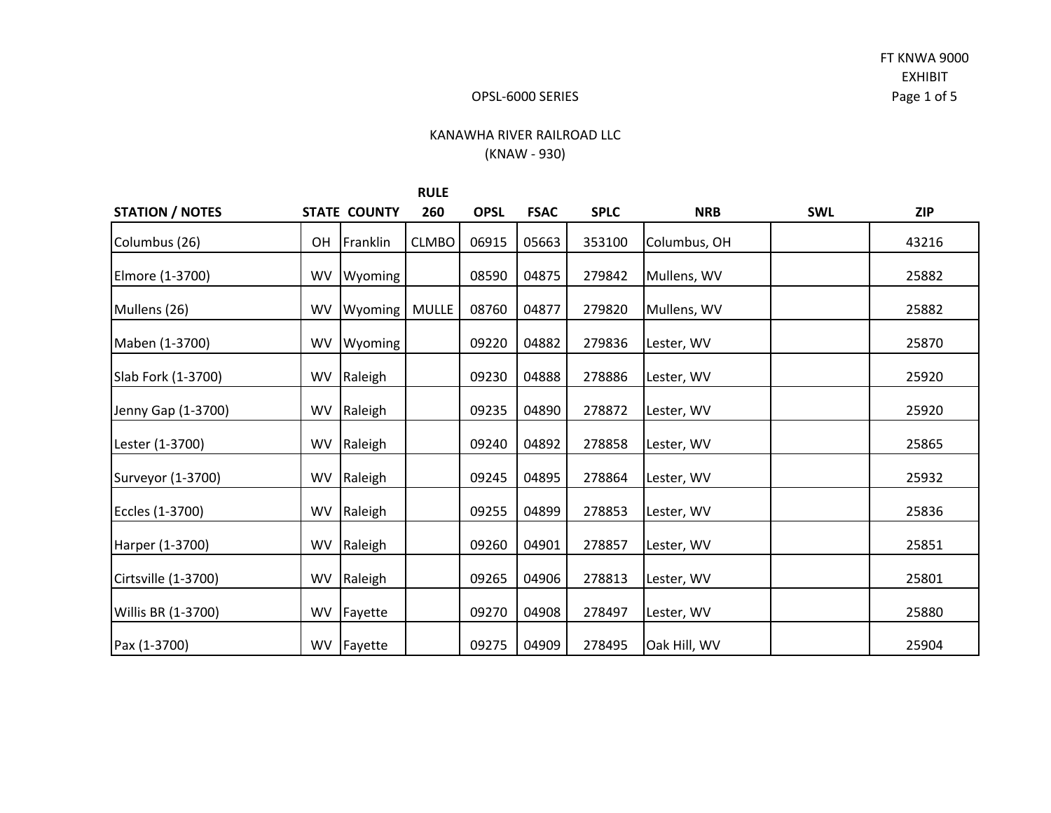FT KNWA 9000
EXHIBIT

OPSL-6000 SERIES

KANAWHA RIVER RAILROAD LLC
(KNAW - 930)

| STATION / NOTES | STATE | COUNTY | RULE 260 | OPSL | FSAC | SPLC | NRB | SWL | ZIP |
|---|---|---|---|---|---|---|---|---|---|
| Columbus (26) | OH | Franklin | CLMBO | 06915 | 05663 | 353100 | Columbus, OH | | 43216 |
| Elmore (1-3700) | WV | Wyoming | | 08590 | 04875 | 279842 | Mullens, WV | | 25882 |
| Mullens (26) | WV | Wyoming | MULLE | 08760 | 04877 | 279820 | Mullens, WV | | 25882 |
| Maben (1-3700) | WV | Wyoming | | 09220 | 04882 | 279836 | Lester, WV | | 25870 |
| Slab Fork (1-3700) | WV | Raleigh | | 09230 | 04888 | 278886 | Lester, WV | | 25920 |
| Jenny Gap (1-3700) | WV | Raleigh | | 09235 | 04890 | 278872 | Lester, WV | | 25920 |
| Lester (1-3700) | WV | Raleigh | | 09240 | 04892 | 278858 | Lester, WV | | 25865 |
| Surveyor (1-3700) | WV | Raleigh | | 09245 | 04895 | 278864 | Lester, WV | | 25932 |
| Eccles (1-3700) | WV | Raleigh | | 09255 | 04899 | 278853 | Lester, WV | | 25836 |
| Harper (1-3700) | WV | Raleigh | | 09260 | 04901 | 278857 | Lester, WV | | 25851 |
| Cirtsville (1-3700) | WV | Raleigh | | 09265 | 04906 | 278813 | Lester, WV | | 25801 |
| Willis BR (1-3700) | WV | Fayette | | 09270 | 04908 | 278497 | Lester, WV | | 25880 |
| Pax (1-3700) | WV | Fayette | | 09275 | 04909 | 278495 | Oak Hill, WV | | 25904 |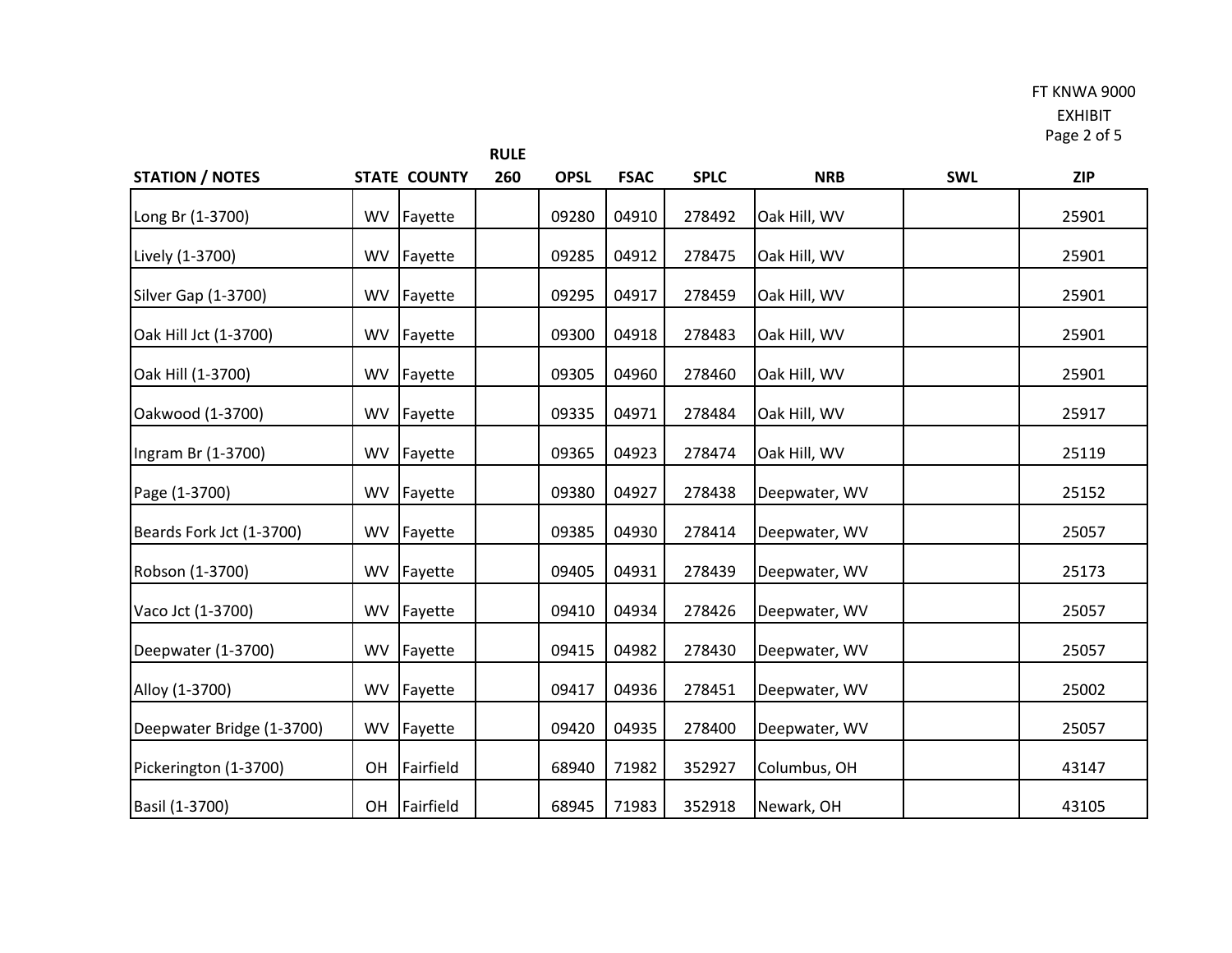FT KNWA 9000
EXHIBIT

| STATION / NOTES | STATE | COUNTY | RULE 260 | OPSL | FSAC | SPLC | NRB | SWL | ZIP |
|---|---|---|---|---|---|---|---|---|---|
| Long Br (1-3700) | WV | Fayette | | 09280 | 04910 | 278492 | Oak Hill, WV | | 25901 |
| Lively (1-3700) | WV | Fayette | | 09285 | 04912 | 278475 | Oak Hill, WV | | 25901 |
| Silver Gap (1-3700) | WV | Fayette | | 09295 | 04917 | 278459 | Oak Hill, WV | | 25901 |
| Oak Hill Jct (1-3700) | WV | Fayette | | 09300 | 04918 | 278483 | Oak Hill, WV | | 25901 |
| Oak Hill (1-3700) | WV | Fayette | | 09305 | 04960 | 278460 | Oak Hill, WV | | 25901 |
| Oakwood (1-3700) | WV | Fayette | | 09335 | 04971 | 278484 | Oak Hill, WV | | 25917 |
| Ingram Br (1-3700) | WV | Fayette | | 09365 | 04923 | 278474 | Oak Hill, WV | | 25119 |
| Page (1-3700) | WV | Fayette | | 09380 | 04927 | 278438 | Deepwater, WV | | 25152 |
| Beards Fork Jct (1-3700) | WV | Fayette | | 09385 | 04930 | 278414 | Deepwater, WV | | 25057 |
| Robson (1-3700) | WV | Fayette | | 09405 | 04931 | 278439 | Deepwater, WV | | 25173 |
| Vaco Jct (1-3700) | WV | Fayette | | 09410 | 04934 | 278426 | Deepwater, WV | | 25057 |
| Deepwater (1-3700) | WV | Fayette | | 09415 | 04982 | 278430 | Deepwater, WV | | 25057 |
| Alloy (1-3700) | WV | Fayette | | 09417 | 04936 | 278451 | Deepwater, WV | | 25002 |
| Deepwater Bridge (1-3700) | WV | Fayette | | 09420 | 04935 | 278400 | Deepwater, WV | | 25057 |
| Pickerington (1-3700) | OH | Fairfield | | 68940 | 71982 | 352927 | Columbus, OH | | 43147 |
| Basil (1-3700) | OH | Fairfield | | 68945 | 71983 | 352918 | Newark, OH | | 43105 |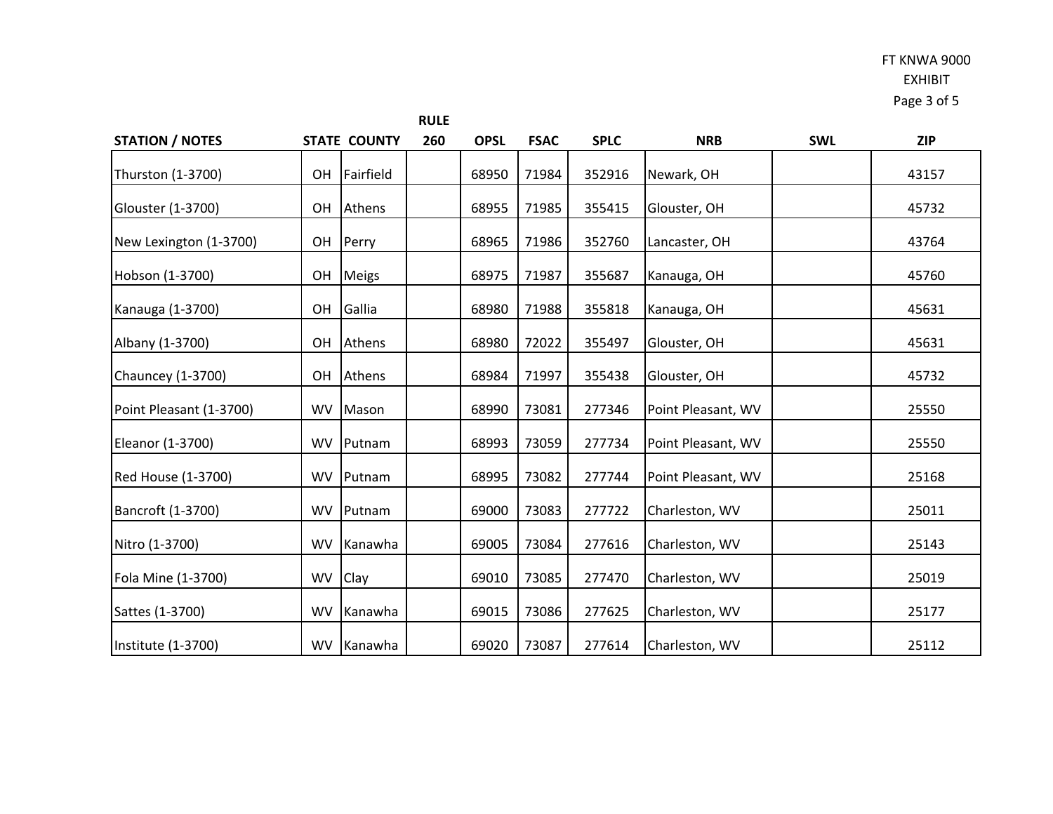FT KNWA 9000
EXHIBIT

| STATION / NOTES | STATE | COUNTY | RULE 260 | OPSL | FSAC | SPLC | NRB | SWL | ZIP |
|---|---|---|---|---|---|---|---|---|---|
| Thurston (1-3700) | OH | Fairfield | | 68950 | 71984 | 352916 | Newark, OH | | 43157 |
| Glouster (1-3700) | OH | Athens | | 68955 | 71985 | 355415 | Glouster, OH | | 45732 |
| New Lexington (1-3700) | OH | Perry | | 68965 | 71986 | 352760 | Lancaster, OH | | 43764 |
| Hobson (1-3700) | OH | Meigs | | 68975 | 71987 | 355687 | Kanauga, OH | | 45760 |
| Kanauga (1-3700) | OH | Gallia | | 68980 | 71988 | 355818 | Kanauga, OH | | 45631 |
| Albany (1-3700) | OH | Athens | | 68980 | 72022 | 355497 | Glouster, OH | | 45631 |
| Chauncey (1-3700) | OH | Athens | | 68984 | 71997 | 355438 | Glouster, OH | | 45732 |
| Point Pleasant (1-3700) | WV | Mason | | 68990 | 73081 | 277346 | Point Pleasant, WV | | 25550 |
| Eleanor (1-3700) | WV | Putnam | | 68993 | 73059 | 277734 | Point Pleasant, WV | | 25550 |
| Red House (1-3700) | WV | Putnam | | 68995 | 73082 | 277744 | Point Pleasant, WV | | 25168 |
| Bancroft (1-3700) | WV | Putnam | | 69000 | 73083 | 277722 | Charleston, WV | | 25011 |
| Nitro (1-3700) | WV | Kanawha | | 69005 | 73084 | 277616 | Charleston, WV | | 25143 |
| Fola Mine (1-3700) | WV | Clay | | 69010 | 73085 | 277470 | Charleston, WV | | 25019 |
| Sattes (1-3700) | WV | Kanawha | | 69015 | 73086 | 277625 | Charleston, WV | | 25177 |
| Institute (1-3700) | WV | Kanawha | | 69020 | 73087 | 277614 | Charleston, WV | | 25112 |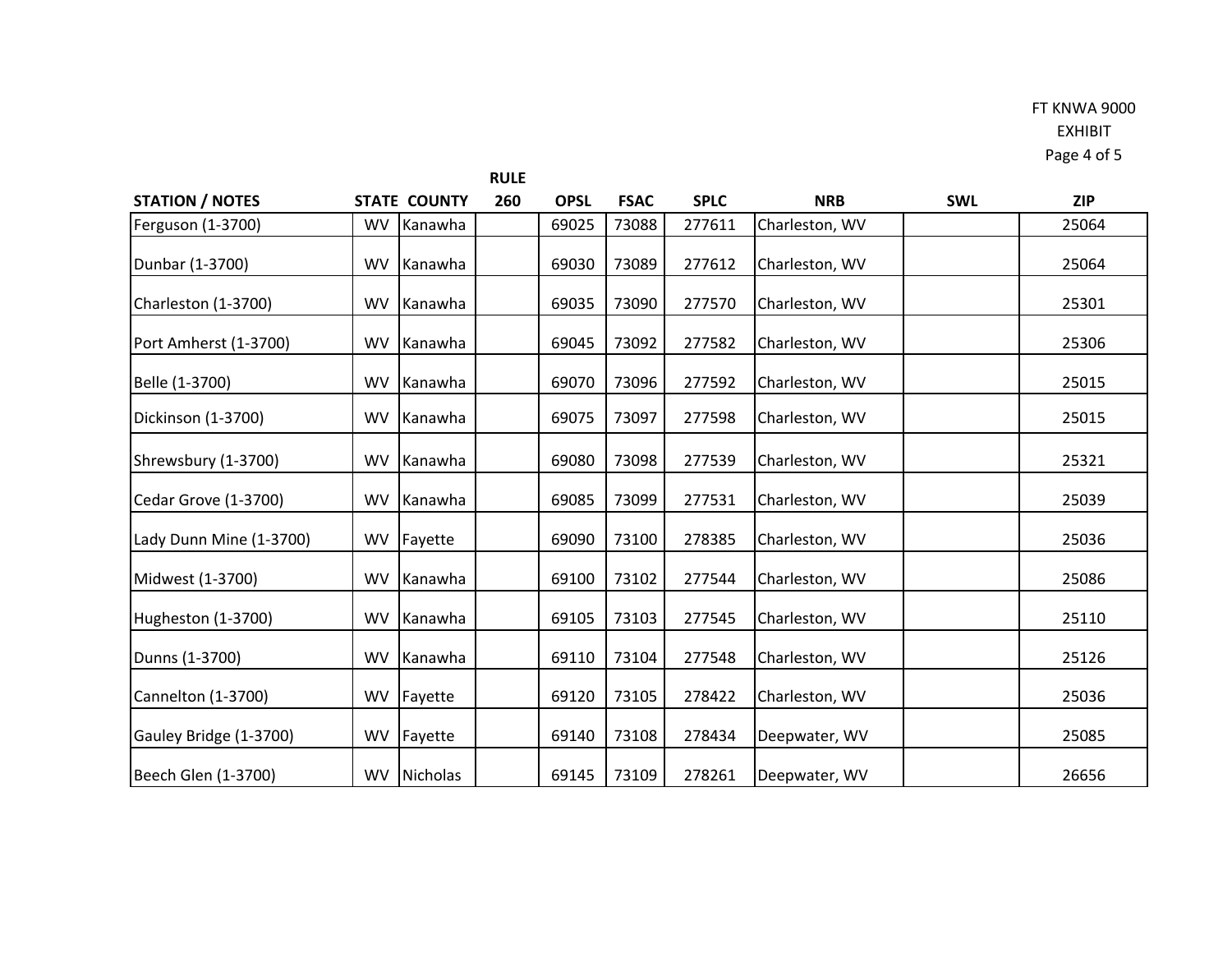FT KNWA 9000
EXHIBIT

| STATION / NOTES | STATE | COUNTY | RULE 260 | OPSL | FSAC | SPLC | NRB | SWL | ZIP |
|---|---|---|---|---|---|---|---|---|---|
| Ferguson (1-3700) | WV | Kanawha | | 69025 | 73088 | 277611 | Charleston, WV | | 25064 |
| Dunbar (1-3700) | WV | Kanawha | | 69030 | 73089 | 277612 | Charleston, WV | | 25064 |
| Charleston (1-3700) | WV | Kanawha | | 69035 | 73090 | 277570 | Charleston, WV | | 25301 |
| Port Amherst (1-3700) | WV | Kanawha | | 69045 | 73092 | 277582 | Charleston, WV | | 25306 |
| Belle (1-3700) | WV | Kanawha | | 69070 | 73096 | 277592 | Charleston, WV | | 25015 |
| Dickinson (1-3700) | WV | Kanawha | | 69075 | 73097 | 277598 | Charleston, WV | | 25015 |
| Shrewsbury (1-3700) | WV | Kanawha | | 69080 | 73098 | 277539 | Charleston, WV | | 25321 |
| Cedar Grove (1-3700) | WV | Kanawha | | 69085 | 73099 | 277531 | Charleston, WV | | 25039 |
| Lady Dunn Mine (1-3700) | WV | Fayette | | 69090 | 73100 | 278385 | Charleston, WV | | 25036 |
| Midwest (1-3700) | WV | Kanawha | | 69100 | 73102 | 277544 | Charleston, WV | | 25086 |
| Hugheston (1-3700) | WV | Kanawha | | 69105 | 73103 | 277545 | Charleston, WV | | 25110 |
| Dunns (1-3700) | WV | Kanawha | | 69110 | 73104 | 277548 | Charleston, WV | | 25126 |
| Cannelton (1-3700) | WV | Fayette | | 69120 | 73105 | 278422 | Charleston, WV | | 25036 |
| Gauley Bridge (1-3700) | WV | Fayette | | 69140 | 73108 | 278434 | Deepwater, WV | | 25085 |
| Beech Glen (1-3700) | WV | Nicholas | | 69145 | 73109 | 278261 | Deepwater, WV | | 26656 |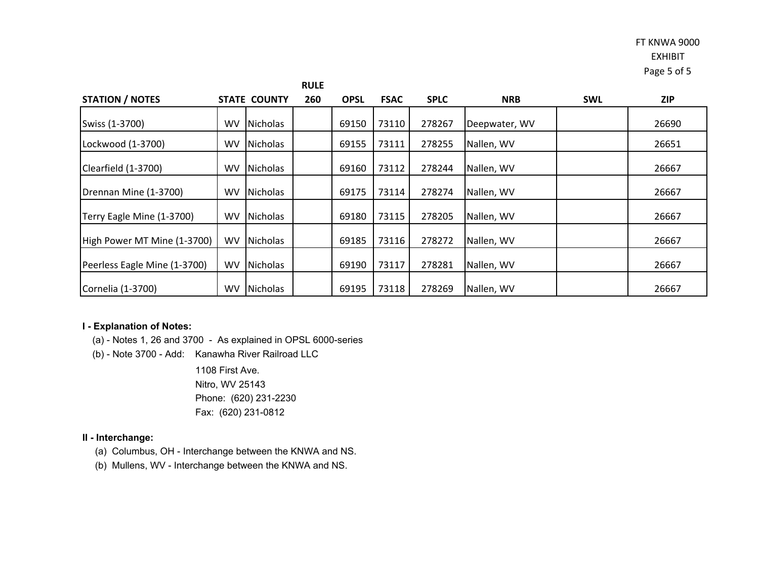| STATION / NOTES | STATE | COUNTY | RULE 260 | OPSL | FSAC | SPLC | NRB | SWL | ZIP |
|---|---|---|---|---|---|---|---|---|---|
| Swiss (1-3700) | WV | Nicholas | | 69150 | 73110 | 278267 | Deepwater, WV | | 26690 |
| Lockwood (1-3700) | WV | Nicholas | | 69155 | 73111 | 278255 | Nallen, WV | | 26651 |
| Clearfield (1-3700) | WV | Nicholas | | 69160 | 73112 | 278244 | Nallen, WV | | 26667 |
| Drennan Mine (1-3700) | WV | Nicholas | | 69175 | 73114 | 278274 | Nallen, WV | | 26667 |
| Terry Eagle Mine (1-3700) | WV | Nicholas | | 69180 | 73115 | 278205 | Nallen, WV | | 26667 |
| High Power MT Mine (1-3700) | WV | Nicholas | | 69185 | 73116 | 278272 | Nallen, WV | | 26667 |
| Peerless Eagle Mine (1-3700) | WV | Nicholas | | 69190 | 73117 | 278281 | Nallen, WV | | 26667 |
| Cornelia (1-3700) | WV | Nicholas | | 69195 | 73118 | 278269 | Nallen, WV | | 26667 |

**I - Explanation of Notes:**

(a) - Notes 1, 26 and 3700 - As explained in OPSL 6000-series

(b) - Note 3700 - Add: Kanawha River Railroad LLC
1108 First Ave.
Nitro, WV 25143
Phone: (620) 231-2230
Fax: (620) 231-0812

**II - Interchange:**

(a) Columbus, OH - Interchange between the KNWA and NS.

(b) Mullens, WV - Interchange between the KNWA and NS.